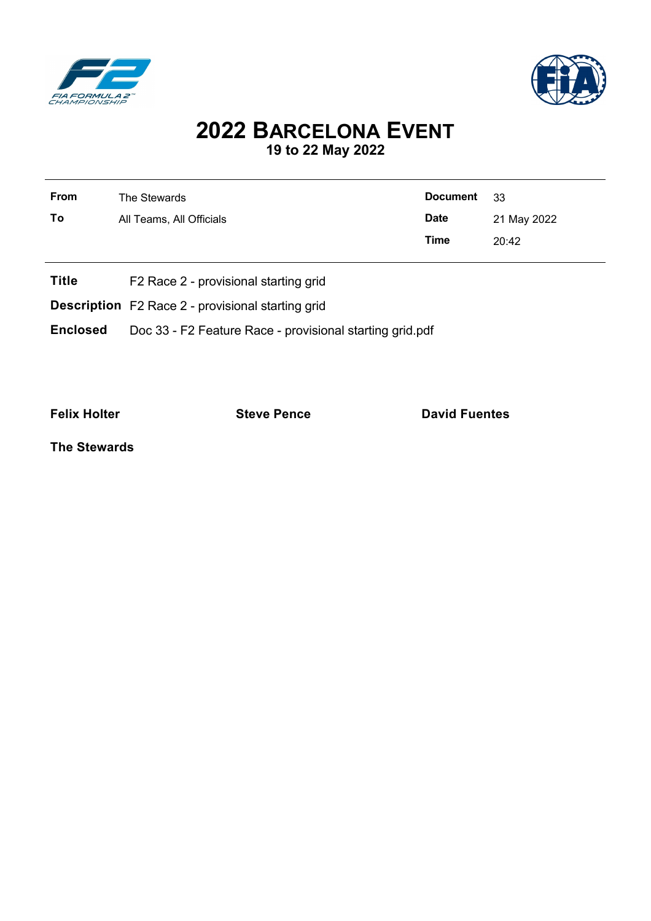# 2022 Barcelona Event

**19 to 22 May 2022**

| | | | |
|---|---|---|---|
| **From** | The Stewards | **Document** | 33 |
| **To** | All Teams, All Officials | **Date** | 21 May 2022 |
| | | **Time** | 20:42 |

**Title** F2 Race 2 - provisional starting grid

**Description** F2 Race 2 - provisional starting grid

**Enclosed** Doc 33 - F2 Feature Race - provisional starting grid.pdf

**Felix Holter** **Steve Pence** **David Fuentes**

**The Stewards**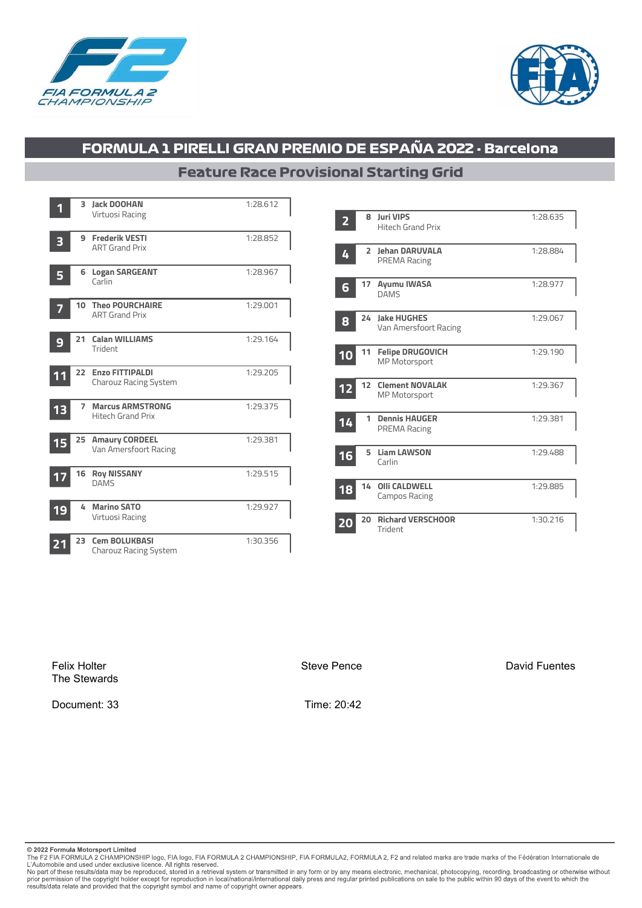# FORMULA 1 PIRELLI GRAN PREMIO DE ESPAÑA 2022 - Barcelona

## Feature Race Provisional Starting Grid

| Pos | No | Driver | Team | Time |
|---|---|---|---|---|
| 1 | 3 | Jack DOOHAN | Virtuosi Racing | 1:28.612 |
| 2 | 8 | Juri VIPS | Hitech Grand Prix | 1:28.635 |
| 3 | 9 | Frederik VESTI | ART Grand Prix | 1:28.852 |
| 4 | 2 | Jehan DARUVALA | PREMA Racing | 1:28.884 |
| 5 | 6 | Logan SARGEANT | Carlin | 1:28.967 |
| 6 | 17 | Ayumu IWASA | DAMS | 1:28.977 |
| 7 | 10 | Theo POURCHAIRE | ART Grand Prix | 1:29.001 |
| 8 | 24 | Jake HUGHES | Van Amersfoort Racing | 1:29.067 |
| 9 | 21 | Calan WILLIAMS | Trident | 1:29.164 |
| 10 | 11 | Felipe DRUGOVICH | MP Motorsport | 1:29.190 |
| 11 | 22 | Enzo FITTIPALDI | Charouz Racing System | 1:29.205 |
| 12 | 12 | Clement NOVALAK | MP Motorsport | 1:29.367 |
| 13 | 7 | Marcus ARMSTRONG | Hitech Grand Prix | 1:29.375 |
| 14 | 1 | Dennis HAUGER | PREMA Racing | 1:29.381 |
| 15 | 25 | Amaury CORDEEL | Van Amersfoort Racing | 1:29.381 |
| 16 | 5 | Liam LAWSON | Carlin | 1:29.488 |
| 17 | 16 | Roy NISSANY | DAMS | 1:29.515 |
| 18 | 14 | Olli CALDWELL | Campos Racing | 1:29.885 |
| 19 | 4 | Marino SATO | Virtuosi Racing | 1:29.927 |
| 20 | 20 | Richard VERSCHOOR | Trident | 1:30.216 |
| 21 | 23 | Cem BOLUKBASI | Charouz Racing System | 1:30.356 |

Felix Holter    Steve Pence    David Fuentes

The Stewards

Document: 33

Time: 20:42

© 2022 Formula Motorsport Limited
The F2 FIA FORMULA 2 CHAMPIONSHIP logo, FIA logo, FIA FORMULA 2 CHAMPIONSHIP, FIA FORMULA2, FORMULA 2, F2 and related marks are trade marks of the Fédération Internationale de L'Automobile and used under exclusive licence. All rights reserved.
No part of these results/data may be reproduced, stored in a retrieval system or transmitted in any form or by any means electronic, mechanical, photocopying, recording, broadcasting or otherwise without prior permission of the copyright holder except for reproduction in local/national/international daily press and regular printed publications on sale to the public within 90 days of the event to which the results/data relate and provided that the copyright symbol and name of copyright owner appears.